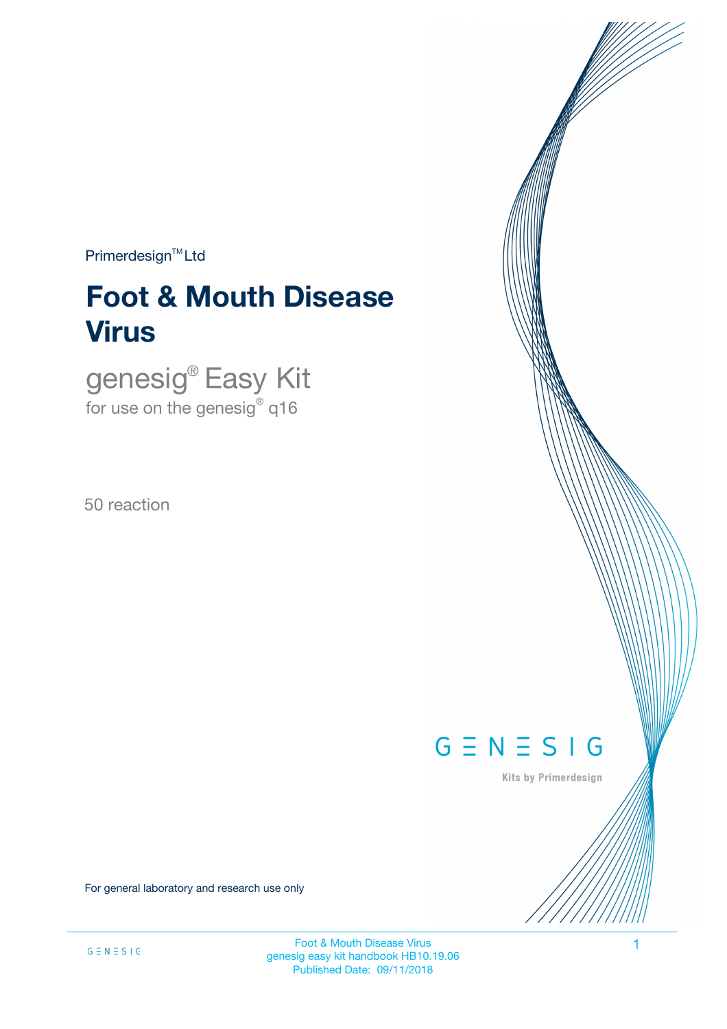Primerdesign™ Ltd

# Foot & Mouth Disease Virus

## genesig® Easy Kit

for use on the genesig® q16

50 reaction

GENESIG

Kits by Primerdesign

For general laboratory and research use only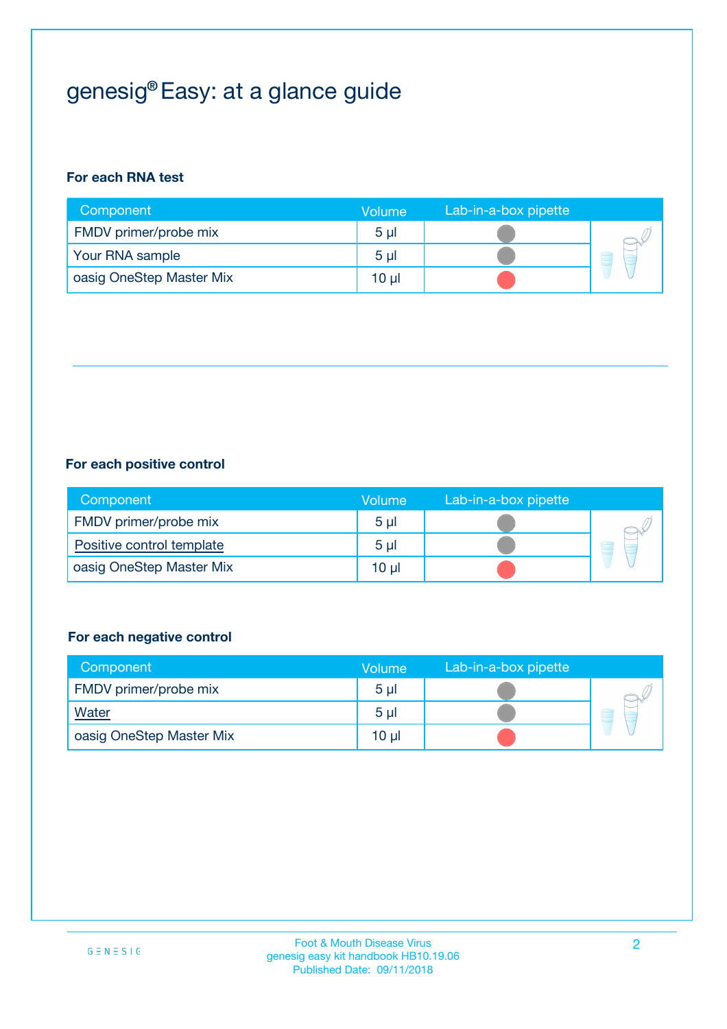# genesig® Easy: at a glance guide

**For each RNA test**

| Component | Volume | Lab-in-a-box pipette |
|---|---|---|
| FMDV primer/probe mix | 5 µl | |
| Your RNA sample | 5 µl | |
| oasig OneStep Master Mix | 10 µl | |

**For each positive control**

| Component | Volume | Lab-in-a-box pipette |
|---|---|---|
| FMDV primer/probe mix | 5 µl | |
| Positive control template | 5 µl | |
| oasig OneStep Master Mix | 10 µl | |

**For each negative control**

| Component | Volume | Lab-in-a-box pipette |
|---|---|---|
| FMDV primer/probe mix | 5 µl | |
| Water | 5 µl | |
| oasig OneStep Master Mix | 10 µl | |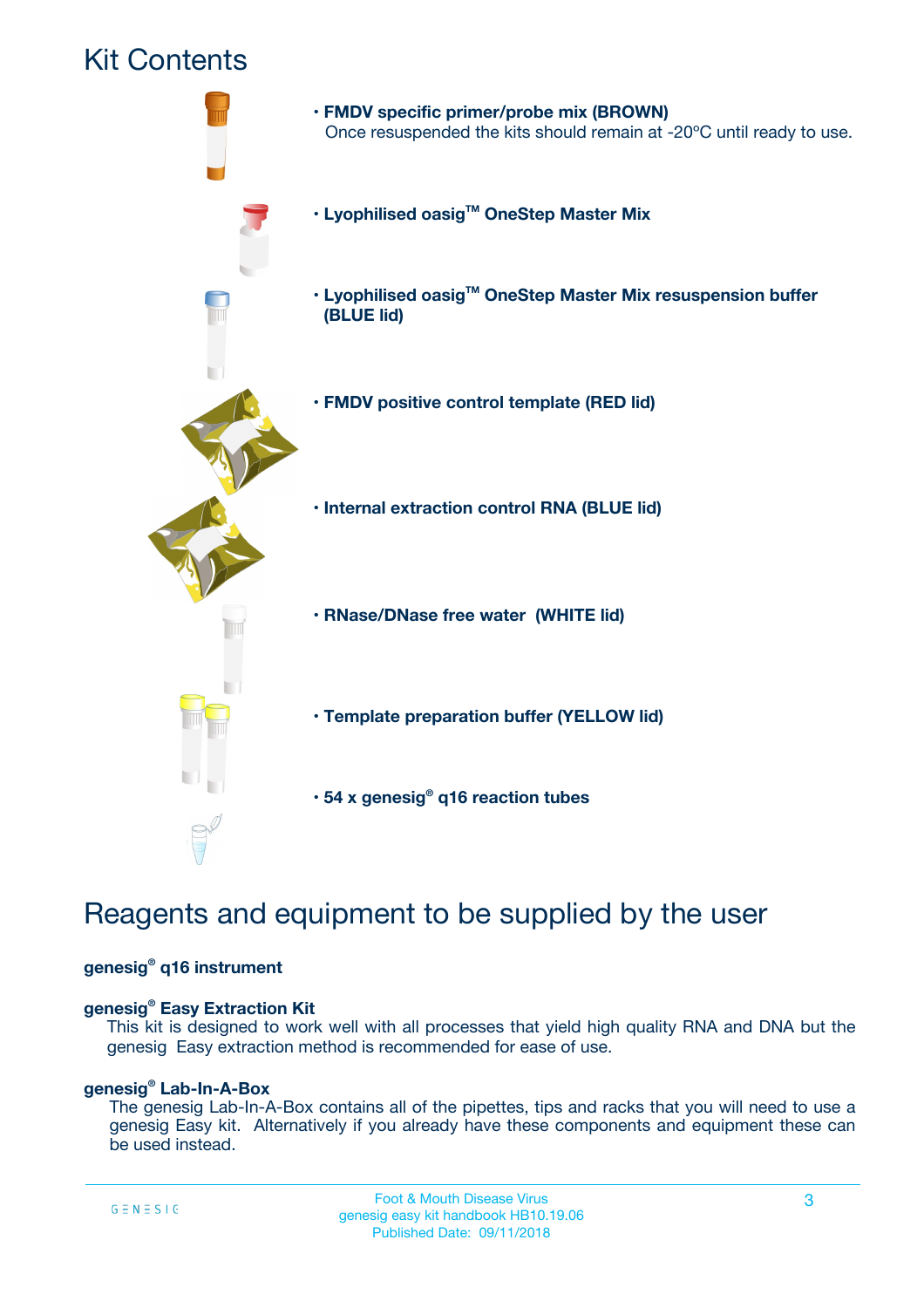# Kit Contents

- **FMDV specific primer/probe mix (BROWN)**
  Once resuspended the kits should remain at -20ºC until ready to use.

- **Lyophilised oasig™ OneStep Master Mix**

- **Lyophilised oasig™ OneStep Master Mix resuspension buffer (BLUE lid)**

- **FMDV positive control template (RED lid)**

- **Internal extraction control RNA (BLUE lid)**

- **RNase/DNase free water (WHITE lid)**

- **Template preparation buffer (YELLOW lid)**

- **54 x genesig® q16 reaction tubes**

# Reagents and equipment to be supplied by the user

**genesig® q16 instrument**

**genesig® Easy Extraction Kit**

This kit is designed to work well with all processes that yield high quality RNA and DNA but the genesig Easy extraction method is recommended for ease of use.

**genesig® Lab-In-A-Box**

The genesig Lab-In-A-Box contains all of the pipettes, tips and racks that you will need to use a genesig Easy kit. Alternatively if you already have these components and equipment these can be used instead.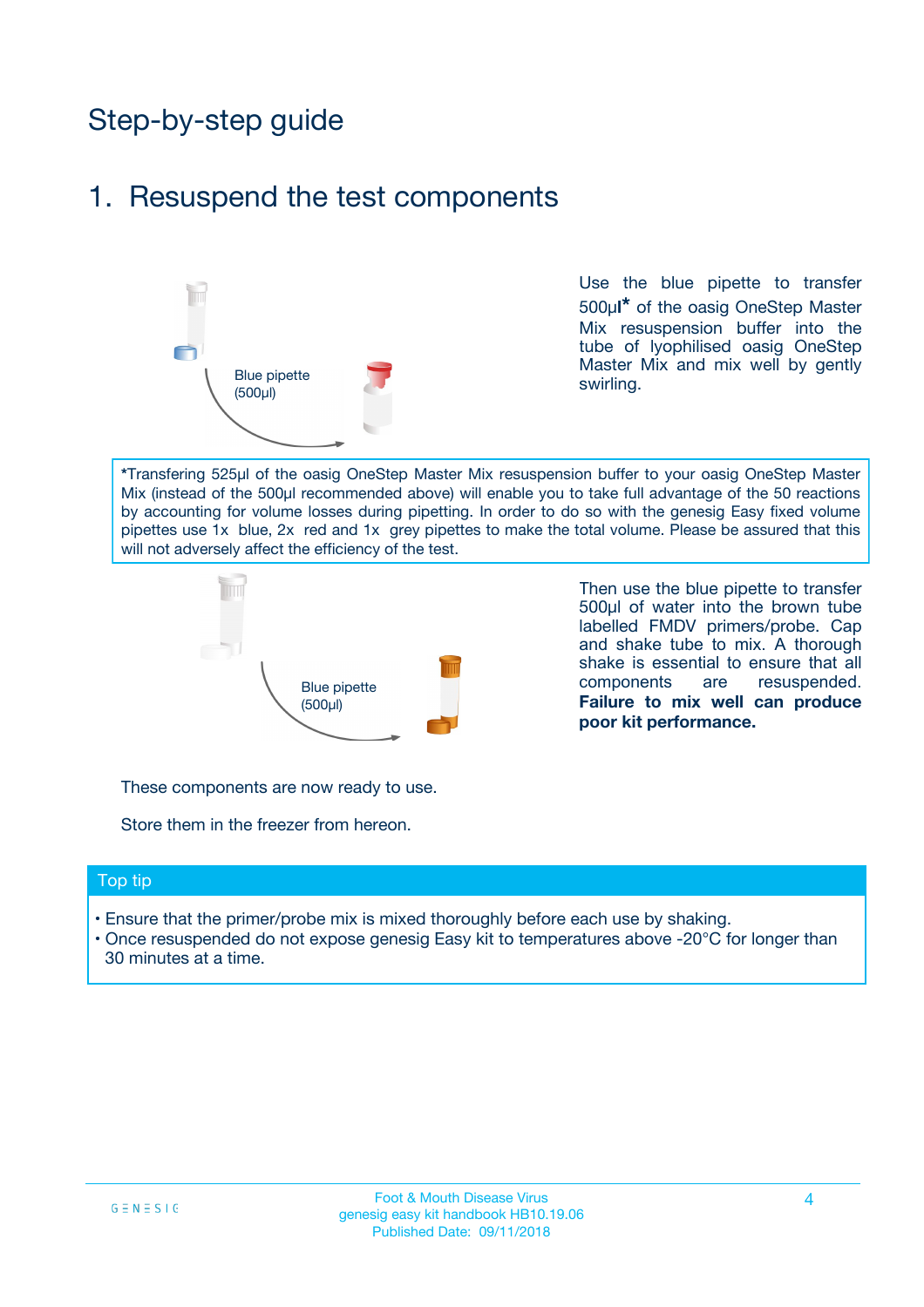# Step-by-step guide

## 1. Resuspend the test components

Blue pipette (500µl)

Use the blue pipette to transfer 500µl* of the oasig OneStep Master Mix resuspension buffer into the tube of lyophilised oasig OneStep Master Mix and mix well by gently swirling.

*Transfering 525µl of the oasig OneStep Master Mix resuspension buffer to your oasig OneStep Master Mix (instead of the 500µl recommended above) will enable you to take full advantage of the 50 reactions by accounting for volume losses during pipetting. In order to do so with the genesig Easy fixed volume pipettes use 1x blue, 2x red and 1x grey pipettes to make the total volume. Please be assured that this will not adversely affect the efficiency of the test.

Blue pipette (500µl)

Then use the blue pipette to transfer 500µl of water into the brown tube labelled FMDV primers/probe. Cap and shake tube to mix. A thorough shake is essential to ensure that all components are resuspended. **Failure to mix well can produce poor kit performance.**

These components are now ready to use.

Store them in the freezer from hereon.

### Top tip

- Ensure that the primer/probe mix is mixed thoroughly before each use by shaking.
- Once resuspended do not expose genesig Easy kit to temperatures above -20°C for longer than 30 minutes at a time.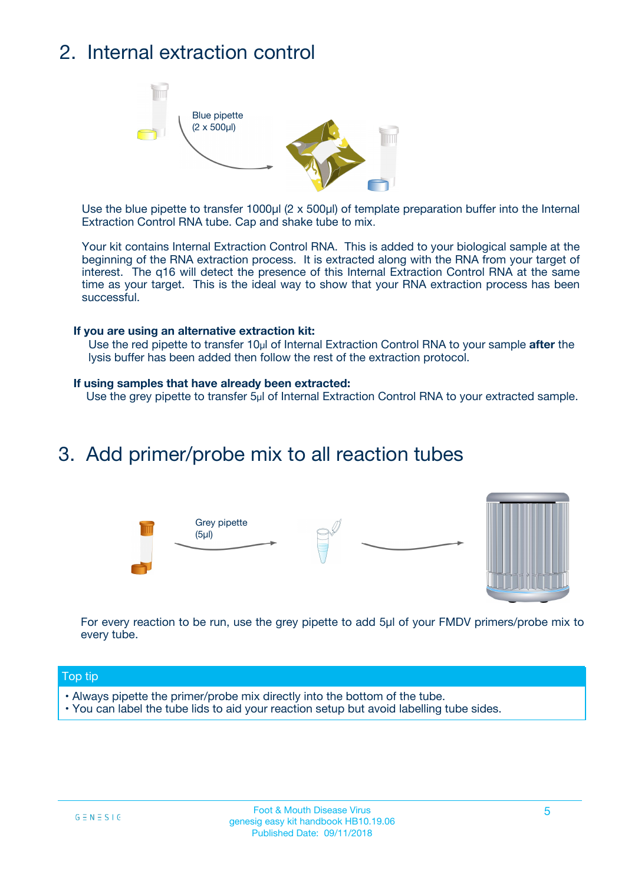## 2. Internal extraction control

Blue pipette
(2 x 500µl)

Use the blue pipette to transfer 1000µl (2 x 500µl) of template preparation buffer into the Internal Extraction Control RNA tube. Cap and shake tube to mix.

Your kit contains Internal Extraction Control RNA. This is added to your biological sample at the beginning of the RNA extraction process. It is extracted along with the RNA from your target of interest. The q16 will detect the presence of this Internal Extraction Control RNA at the same time as your target. This is the ideal way to show that your RNA extraction process has been successful.

**If you are using an alternative extraction kit:**
Use the red pipette to transfer 10µl of Internal Extraction Control RNA to your sample **after** the lysis buffer has been added then follow the rest of the extraction protocol.

**If using samples that have already been extracted:**
Use the grey pipette to transfer 5µl of Internal Extraction Control RNA to your extracted sample.

## 3. Add primer/probe mix to all reaction tubes

Grey pipette
(5µl)

For every reaction to be run, use the grey pipette to add 5µl of your FMDV primers/probe mix to every tube.

**Top tip**

- Always pipette the primer/probe mix directly into the bottom of the tube.
- You can label the tube lids to aid your reaction setup but avoid labelling tube sides.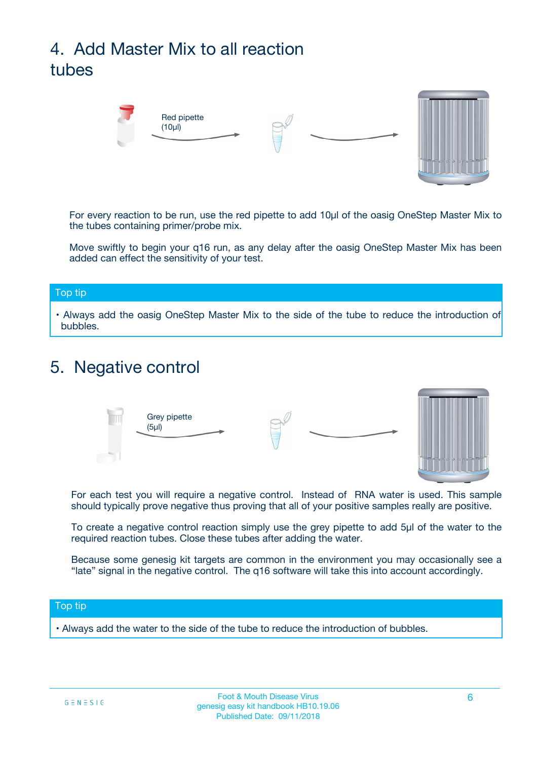## 4. Add Master Mix to all reaction tubes

Red pipette (10µl)

For every reaction to be run, use the red pipette to add 10µl of the oasig OneStep Master Mix to the tubes containing primer/probe mix.

Move swiftly to begin your q16 run, as any delay after the oasig OneStep Master Mix has been added can effect the sensitivity of your test.

**Top tip**

- Always add the oasig OneStep Master Mix to the side of the tube to reduce the introduction of bubbles.

## 5. Negative control

Grey pipette (5µl)

For each test you will require a negative control. Instead of RNA water is used. This sample should typically prove negative thus proving that all of your positive samples really are positive.

To create a negative control reaction simply use the grey pipette to add 5µl of the water to the required reaction tubes. Close these tubes after adding the water.

Because some genesig kit targets are common in the environment you may occasionally see a "late" signal in the negative control. The q16 software will take this into account accordingly.

**Top tip**

- Always add the water to the side of the tube to reduce the introduction of bubbles.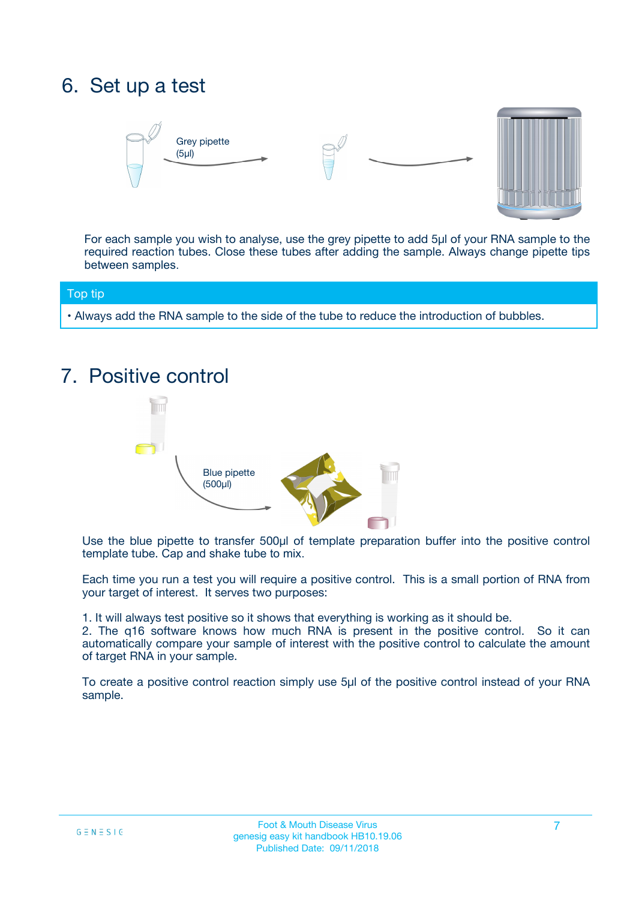## 6. Set up a test

Grey pipette (5µl)

For each sample you wish to analyse, use the grey pipette to add 5µl of your RNA sample to the required reaction tubes. Close these tubes after adding the sample. Always change pipette tips between samples.

**Top tip**

- Always add the RNA sample to the side of the tube to reduce the introduction of bubbles.

## 7. Positive control

Blue pipette (500µl)

Use the blue pipette to transfer 500µl of template preparation buffer into the positive control template tube. Cap and shake tube to mix.

Each time you run a test you will require a positive control. This is a small portion of RNA from your target of interest. It serves two purposes:

1. It will always test positive so it shows that everything is working as it should be.
2. The q16 software knows how much RNA is present in the positive control. So it can automatically compare your sample of interest with the positive control to calculate the amount of target RNA in your sample.

To create a positive control reaction simply use 5µl of the positive control instead of your RNA sample.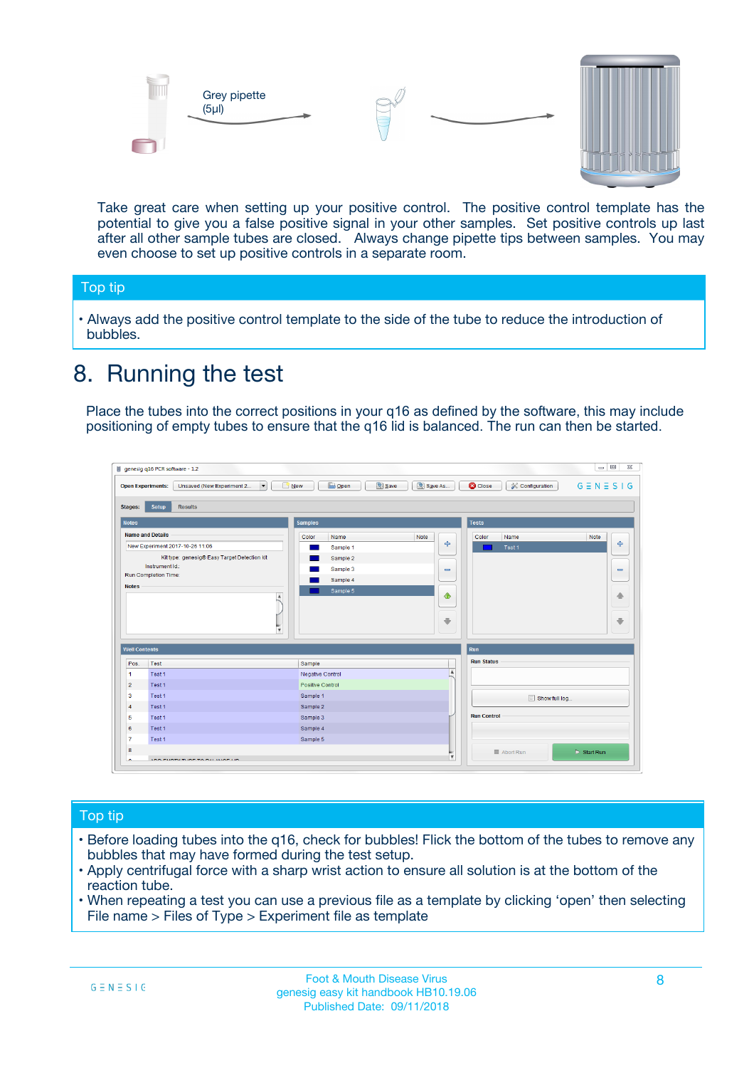Grey pipette (5µl)

Take great care when setting up your positive control. The positive control template has the potential to give you a false positive signal in your other samples. Set positive controls up last after all other sample tubes are closed. Always change pipette tips between samples. You may even choose to set up positive controls in a separate room.

## Top tip

- Always add the positive control template to the side of the tube to reduce the introduction of bubbles.

# 8. Running the test

Place the tubes into the correct positions in your q16 as defined by the software, this may include positioning of empty tubes to ensure that the q16 lid is balanced. The run can then be started.

## Top tip

- Before loading tubes into the q16, check for bubbles! Flick the bottom of the tubes to remove any bubbles that may have formed during the test setup.
- Apply centrifugal force with a sharp wrist action to ensure all solution is at the bottom of the reaction tube.
- When repeating a test you can use a previous file as a template by clicking ‘open’ then selecting File name > Files of Type > Experiment file as template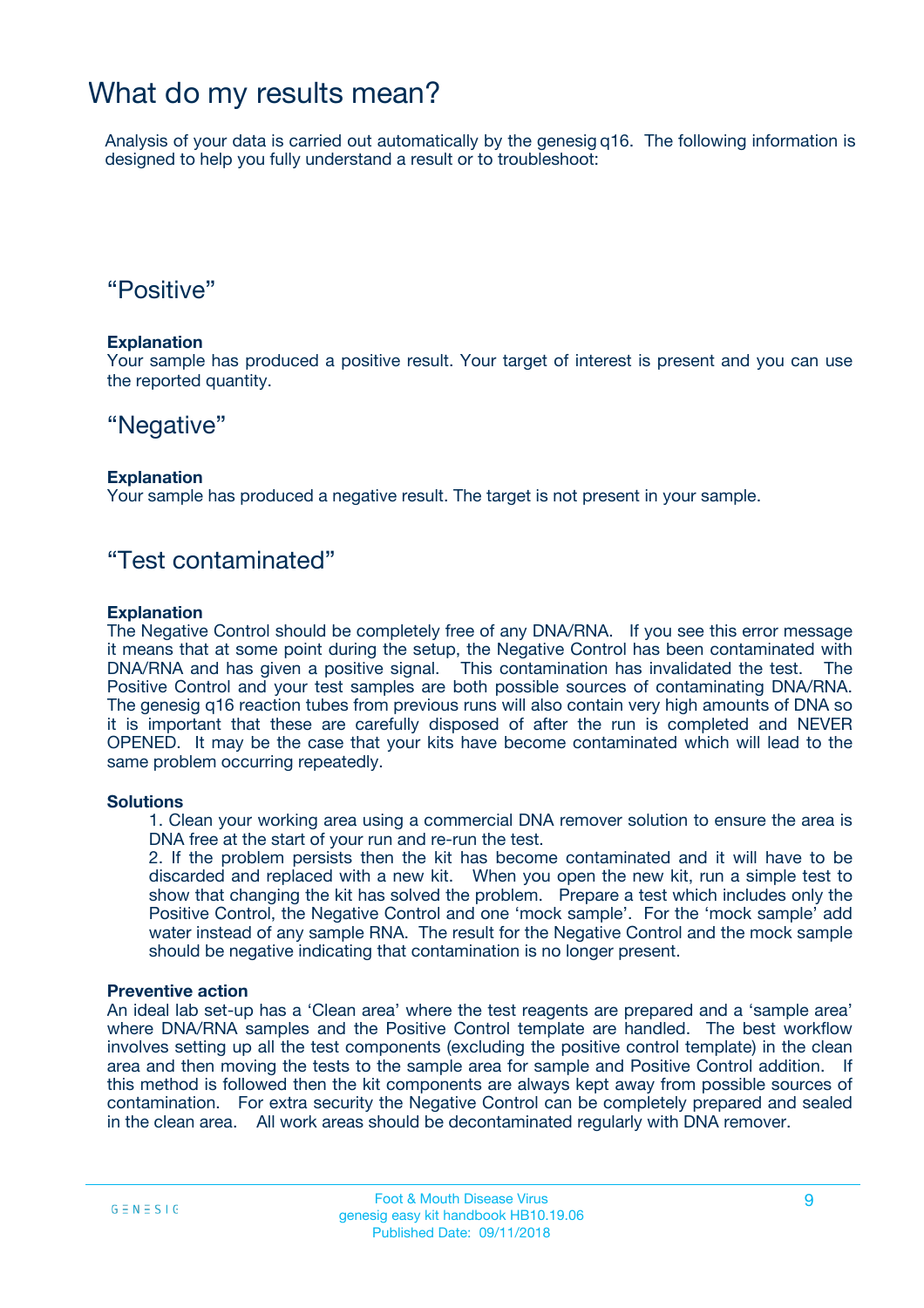# What do my results mean?

Analysis of your data is carried out automatically by the genesig q16. The following information is designed to help you fully understand a result or to troubleshoot:

## “Positive”

**Explanation**

Your sample has produced a positive result. Your target of interest is present and you can use the reported quantity.

## “Negative”

**Explanation**

Your sample has produced a negative result. The target is not present in your sample.

## “Test contaminated”

**Explanation**

The Negative Control should be completely free of any DNA/RNA. If you see this error message it means that at some point during the setup, the Negative Control has been contaminated with DNA/RNA and has given a positive signal. This contamination has invalidated the test. The Positive Control and your test samples are both possible sources of contaminating DNA/RNA. The genesig q16 reaction tubes from previous runs will also contain very high amounts of DNA so it is important that these are carefully disposed of after the run is completed and NEVER OPENED. It may be the case that your kits have become contaminated which will lead to the same problem occurring repeatedly.

**Solutions**

1. Clean your working area using a commercial DNA remover solution to ensure the area is DNA free at the start of your run and re-run the test.
2. If the problem persists then the kit has become contaminated and it will have to be discarded and replaced with a new kit. When you open the new kit, run a simple test to show that changing the kit has solved the problem. Prepare a test which includes only the Positive Control, the Negative Control and one ‘mock sample’. For the ‘mock sample’ add water instead of any sample RNA. The result for the Negative Control and the mock sample should be negative indicating that contamination is no longer present.

**Preventive action**

An ideal lab set-up has a ‘Clean area’ where the test reagents are prepared and a ‘sample area’ where DNA/RNA samples and the Positive Control template are handled. The best workflow involves setting up all the test components (excluding the positive control template) in the clean area and then moving the tests to the sample area for sample and Positive Control addition. If this method is followed then the kit components are always kept away from possible sources of contamination. For extra security the Negative Control can be completely prepared and sealed in the clean area. All work areas should be decontaminated regularly with DNA remover.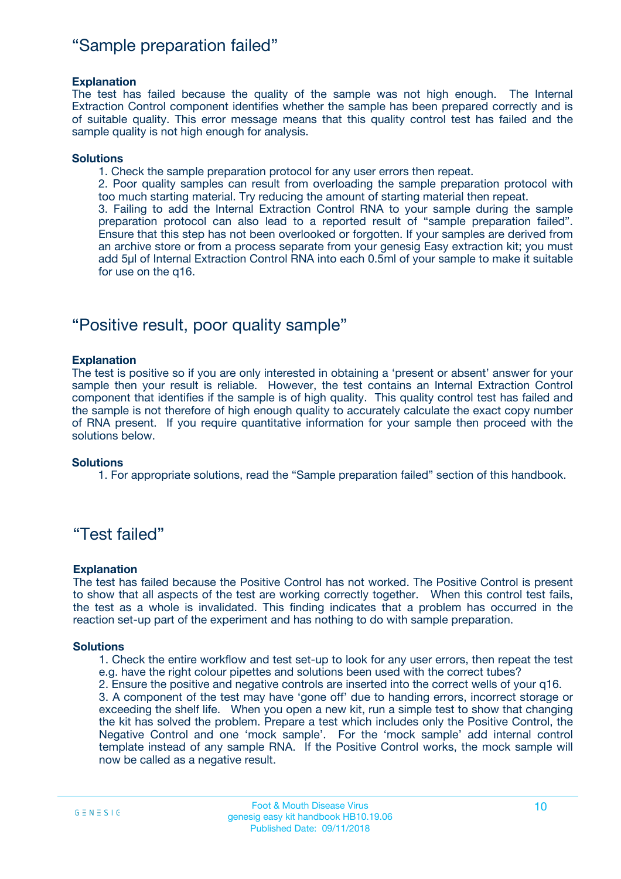## “Sample preparation failed”

**Explanation**

The test has failed because the quality of the sample was not high enough. The Internal Extraction Control component identifies whether the sample has been prepared correctly and is of suitable quality. This error message means that this quality control test has failed and the sample quality is not high enough for analysis.

**Solutions**

1. Check the sample preparation protocol for any user errors then repeat.
2. Poor quality samples can result from overloading the sample preparation protocol with too much starting material. Try reducing the amount of starting material then repeat.
3. Failing to add the Internal Extraction Control RNA to your sample during the sample preparation protocol can also lead to a reported result of “sample preparation failed”. Ensure that this step has not been overlooked or forgotten. If your samples are derived from an archive store or from a process separate from your genesig Easy extraction kit; you must add 5µl of Internal Extraction Control RNA into each 0.5ml of your sample to make it suitable for use on the q16.

## “Positive result, poor quality sample”

**Explanation**

The test is positive so if you are only interested in obtaining a ‘present or absent’ answer for your sample then your result is reliable. However, the test contains an Internal Extraction Control component that identifies if the sample is of high quality. This quality control test has failed and the sample is not therefore of high enough quality to accurately calculate the exact copy number of RNA present. If you require quantitative information for your sample then proceed with the solutions below.

**Solutions**

1. For appropriate solutions, read the “Sample preparation failed” section of this handbook.

## “Test failed”

**Explanation**

The test has failed because the Positive Control has not worked. The Positive Control is present to show that all aspects of the test are working correctly together. When this control test fails, the test as a whole is invalidated. This finding indicates that a problem has occurred in the reaction set-up part of the experiment and has nothing to do with sample preparation.

**Solutions**

1. Check the entire workflow and test set-up to look for any user errors, then repeat the test e.g. have the right colour pipettes and solutions been used with the correct tubes?
2. Ensure the positive and negative controls are inserted into the correct wells of your q16.
3. A component of the test may have ‘gone off’ due to handing errors, incorrect storage or exceeding the shelf life. When you open a new kit, run a simple test to show that changing the kit has solved the problem. Prepare a test which includes only the Positive Control, the Negative Control and one ‘mock sample’. For the ‘mock sample’ add internal control template instead of any sample RNA. If the Positive Control works, the mock sample will now be called as a negative result.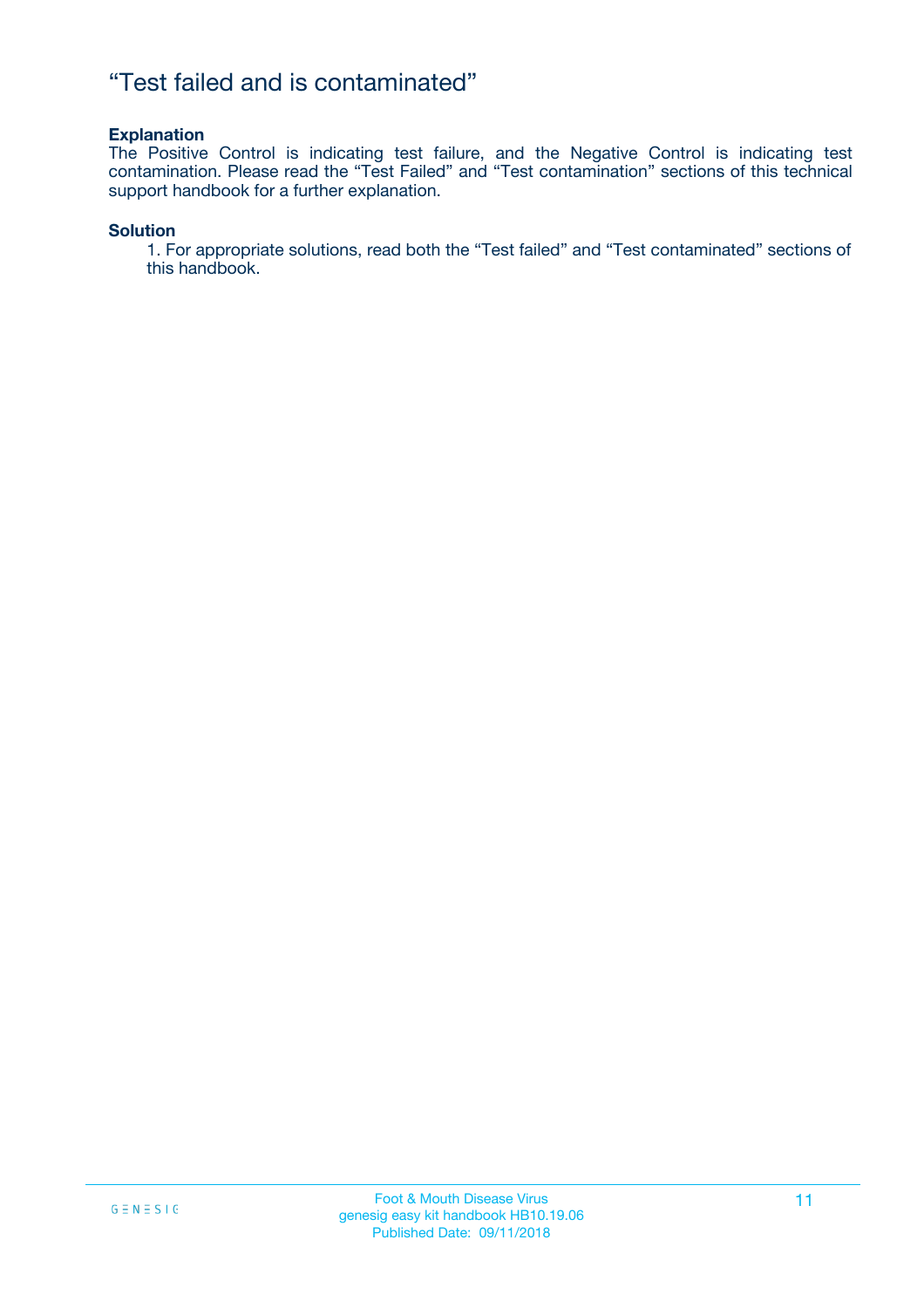# “Test failed and is contaminated”

**Explanation**

The Positive Control is indicating test failure, and the Negative Control is indicating test contamination. Please read the “Test Failed” and “Test contamination” sections of this technical support handbook for a further explanation.

**Solution**

1. For appropriate solutions, read both the “Test failed” and “Test contaminated” sections of this handbook.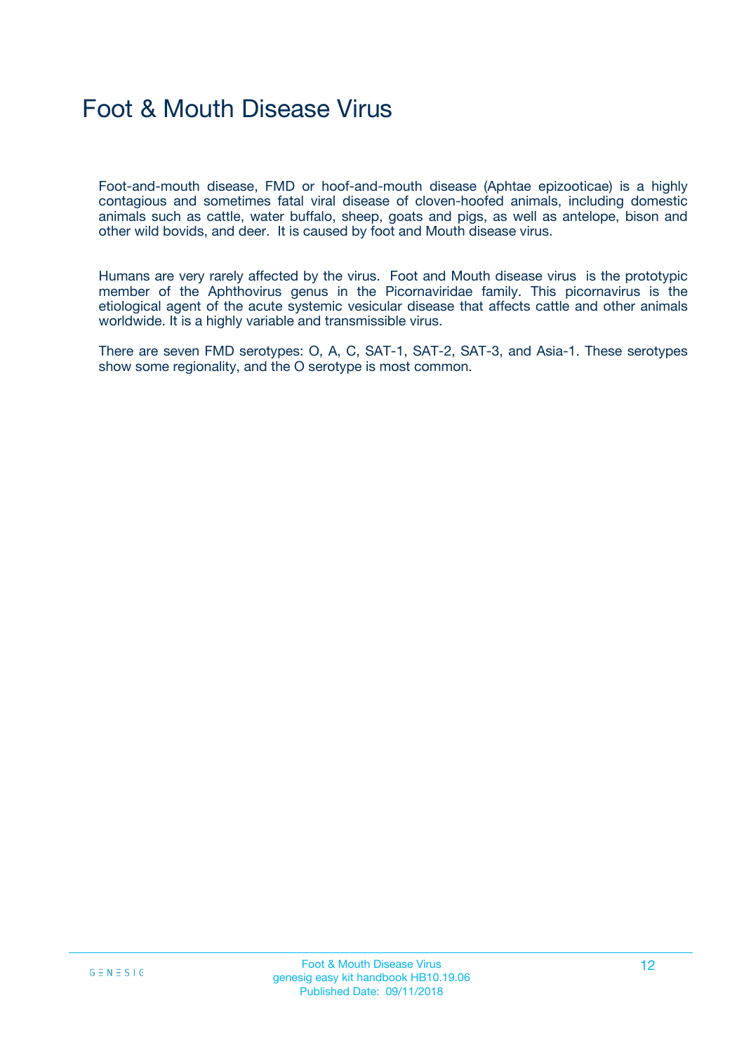# Foot & Mouth Disease Virus

Foot-and-mouth disease, FMD or hoof-and-mouth disease (Aphtae epizooticae) is a highly contagious and sometimes fatal viral disease of cloven-hoofed animals, including domestic animals such as cattle, water buffalo, sheep, goats and pigs, as well as antelope, bison and other wild bovids, and deer.  It is caused by foot and Mouth disease virus.

Humans are very rarely affected by the virus.  Foot and Mouth disease virus  is the prototypic member of the Aphthovirus genus in the Picornaviridae family. This picornavirus is the etiological agent of the acute systemic vesicular disease that affects cattle and other animals worldwide. It is a highly variable and transmissible virus.

There are seven FMD serotypes: O, A, C, SAT-1, SAT-2, SAT-3, and Asia-1. These serotypes show some regionality, and the O serotype is most common.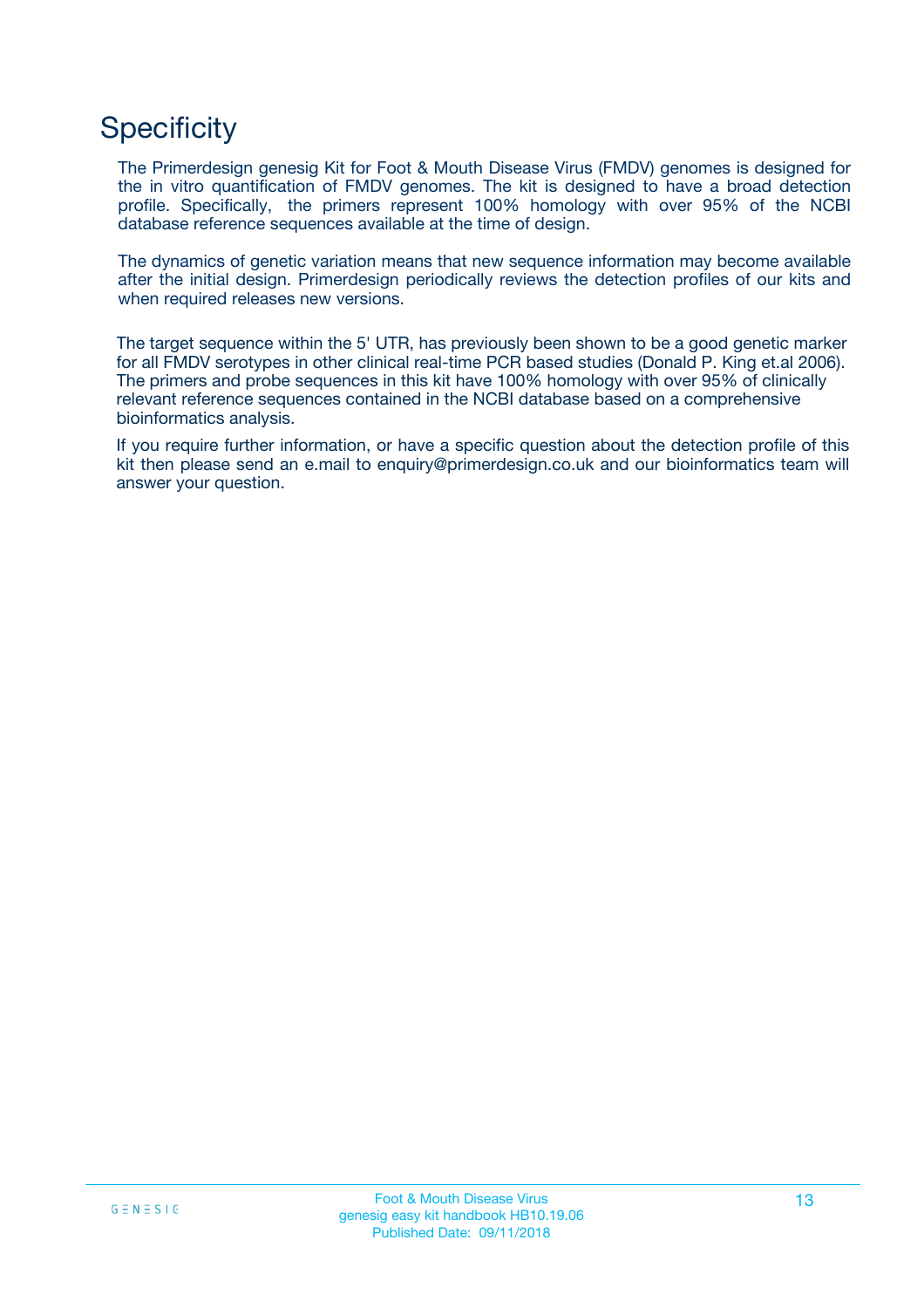# Specificity

The Primerdesign genesig Kit for Foot & Mouth Disease Virus (FMDV) genomes is designed for the in vitro quantification of FMDV genomes. The kit is designed to have a broad detection profile. Specifically, the primers represent 100% homology with over 95% of the NCBI database reference sequences available at the time of design.

The dynamics of genetic variation means that new sequence information may become available after the initial design. Primerdesign periodically reviews the detection profiles of our kits and when required releases new versions.

The target sequence within the 5' UTR, has previously been shown to be a good genetic marker for all FMDV serotypes in other clinical real-time PCR based studies (Donald P. King et.al 2006). The primers and probe sequences in this kit have 100% homology with over 95% of clinically relevant reference sequences contained in the NCBI database based on a comprehensive bioinformatics analysis.

If you require further information, or have a specific question about the detection profile of this kit then please send an e.mail to enquiry@primerdesign.co.uk and our bioinformatics team will answer your question.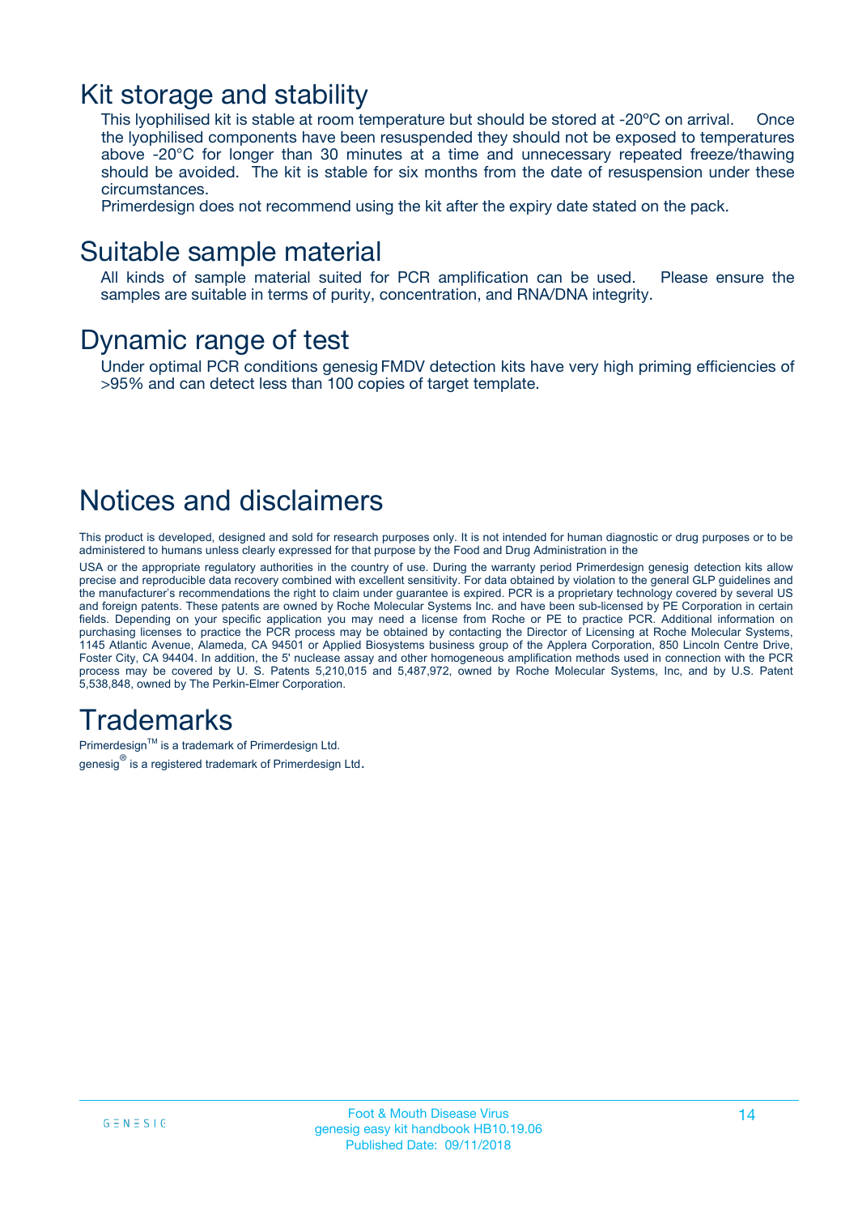## Kit storage and stability

This lyophilised kit is stable at room temperature but should be stored at -20ºC on arrival. Once the lyophilised components have been resuspended they should not be exposed to temperatures above -20°C for longer than 30 minutes at a time and unnecessary repeated freeze/thawing should be avoided. The kit is stable for six months from the date of resuspension under these circumstances.

Primerdesign does not recommend using the kit after the expiry date stated on the pack.

## Suitable sample material

All kinds of sample material suited for PCR amplification can be used. Please ensure the samples are suitable in terms of purity, concentration, and RNA/DNA integrity.

## Dynamic range of test

Under optimal PCR conditions genesig FMDV detection kits have very high priming efficiencies of >95% and can detect less than 100 copies of target template.

# Notices and disclaimers

This product is developed, designed and sold for research purposes only. It is not intended for human diagnostic or drug purposes or to be administered to humans unless clearly expressed for that purpose by the Food and Drug Administration in the

USA or the appropriate regulatory authorities in the country of use. During the warranty period Primerdesign genesig detection kits allow precise and reproducible data recovery combined with excellent sensitivity. For data obtained by violation to the general GLP guidelines and the manufacturer's recommendations the right to claim under guarantee is expired. PCR is a proprietary technology covered by several US and foreign patents. These patents are owned by Roche Molecular Systems Inc. and have been sub-licensed by PE Corporation in certain fields. Depending on your specific application you may need a license from Roche or PE to practice PCR. Additional information on purchasing licenses to practice the PCR process may be obtained by contacting the Director of Licensing at Roche Molecular Systems, 1145 Atlantic Avenue, Alameda, CA 94501 or Applied Biosystems business group of the Applera Corporation, 850 Lincoln Centre Drive, Foster City, CA 94404. In addition, the 5' nuclease assay and other homogeneous amplification methods used in connection with the PCR process may be covered by U. S. Patents 5,210,015 and 5,487,972, owned by Roche Molecular Systems, Inc, and by U.S. Patent 5,538,848, owned by The Perkin-Elmer Corporation.

# Trademarks

Primerdesign™ is a trademark of Primerdesign Ltd.

genesig® is a registered trademark of Primerdesign Ltd.